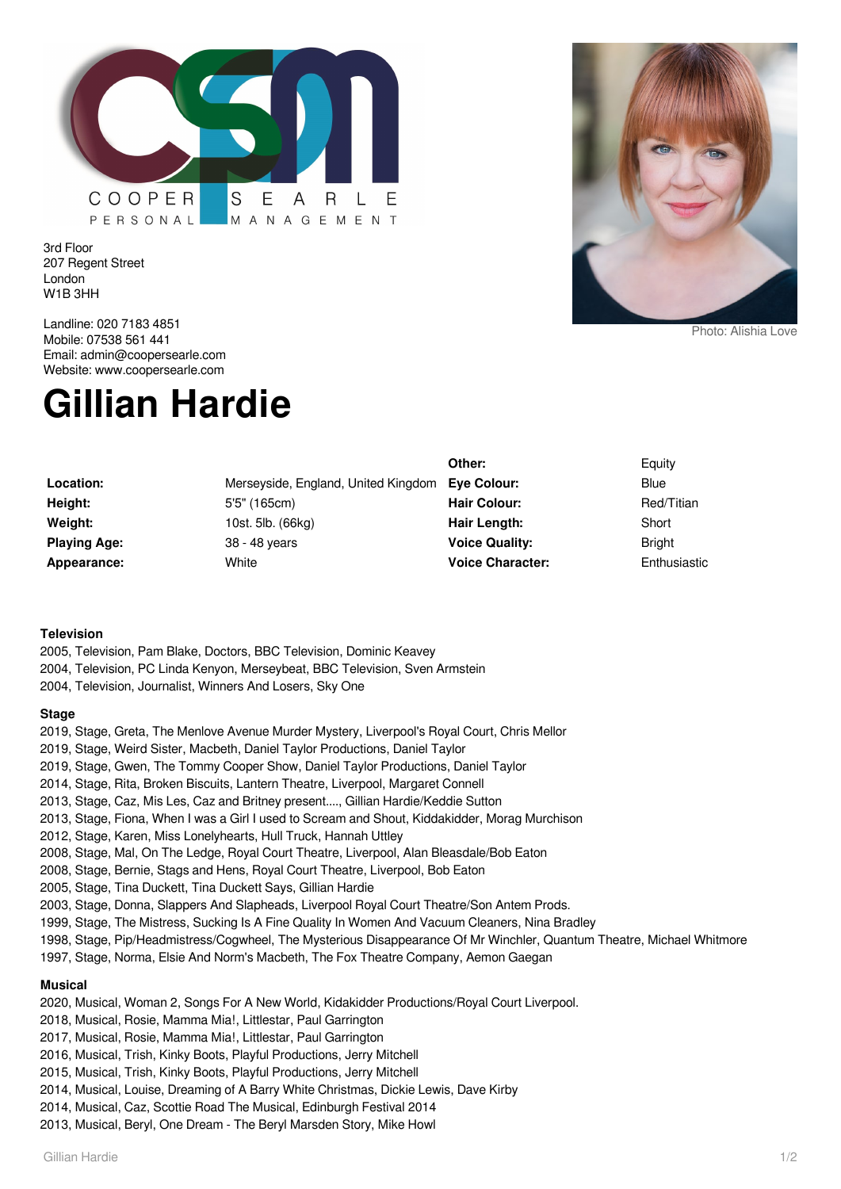COOPER SEARLE
PERSONAL MANAGEMENT

3rd Floor
207 Regent Street
London
W1B 3HH

Landline: 020 7183 4851
Mobile: 07538 561 441
Email: admin@coopersearle.com
Website: www.coopersearle.com

Photo: Alishia Love

# Gillian Hardie

| | | | |
|---|---|---|---|
| | | **Other:** | Equity |
| **Location:** | Merseyside, England, United Kingdom | **Eye Colour:** | Blue |
| **Height:** | 5'5" (165cm) | **Hair Colour:** | Red/Titian |
| **Weight:** | 10st. 5lb. (66kg) | **Hair Length:** | Short |
| **Playing Age:** | 38 - 48 years | **Voice Quality:** | Bright |
| **Appearance:** | White | **Voice Character:** | Enthusiastic |

### Television

2005, Television, Pam Blake, Doctors, BBC Television, Dominic Keavey
2004, Television, PC Linda Kenyon, Merseybeat, BBC Television, Sven Armstein
2004, Television, Journalist, Winners And Losers, Sky One

### Stage

2019, Stage, Greta, The Menlove Avenue Murder Mystery, Liverpool's Royal Court, Chris Mellor
2019, Stage, Weird Sister, Macbeth, Daniel Taylor Productions, Daniel Taylor
2019, Stage, Gwen, The Tommy Cooper Show, Daniel Taylor Productions, Daniel Taylor
2014, Stage, Rita, Broken Biscuits, Lantern Theatre, Liverpool, Margaret Connell
2013, Stage, Caz, Mis Les, Caz and Britney present...., Gillian Hardie/Keddie Sutton
2013, Stage, Fiona, When I was a Girl I used to Scream and Shout, Kiddakidder, Morag Murchison
2012, Stage, Karen, Miss Lonelyhearts, Hull Truck, Hannah Uttley
2008, Stage, Mal, On The Ledge, Royal Court Theatre, Liverpool, Alan Bleasdale/Bob Eaton
2008, Stage, Bernie, Stags and Hens, Royal Court Theatre, Liverpool, Bob Eaton
2005, Stage, Tina Duckett, Tina Duckett Says, Gillian Hardie
2003, Stage, Donna, Slappers And Slapheads, Liverpool Royal Court Theatre/Son Antem Prods.
1999, Stage, The Mistress, Sucking Is A Fine Quality In Women And Vacuum Cleaners, Nina Bradley
1998, Stage, Pip/Headmistress/Cogwheel, The Mysterious Disappearance Of Mr Winchler, Quantum Theatre, Michael Whitmore
1997, Stage, Norma, Elsie And Norm's Macbeth, The Fox Theatre Company, Aemon Gaegan

### Musical

2020, Musical, Woman 2, Songs For A New World, Kidakidder Productions/Royal Court Liverpool.
2018, Musical, Rosie, Mamma Mia!, Littlestar, Paul Garrington
2017, Musical, Rosie, Mamma Mia!, Littlestar, Paul Garrington
2016, Musical, Trish, Kinky Boots, Playful Productions, Jerry Mitchell
2015, Musical, Trish, Kinky Boots, Playful Productions, Jerry Mitchell
2014, Musical, Louise, Dreaming of A Barry White Christmas, Dickie Lewis, Dave Kirby
2014, Musical, Caz, Scottie Road The Musical, Edinburgh Festival 2014
2013, Musical, Beryl, One Dream - The Beryl Marsden Story, Mike Howl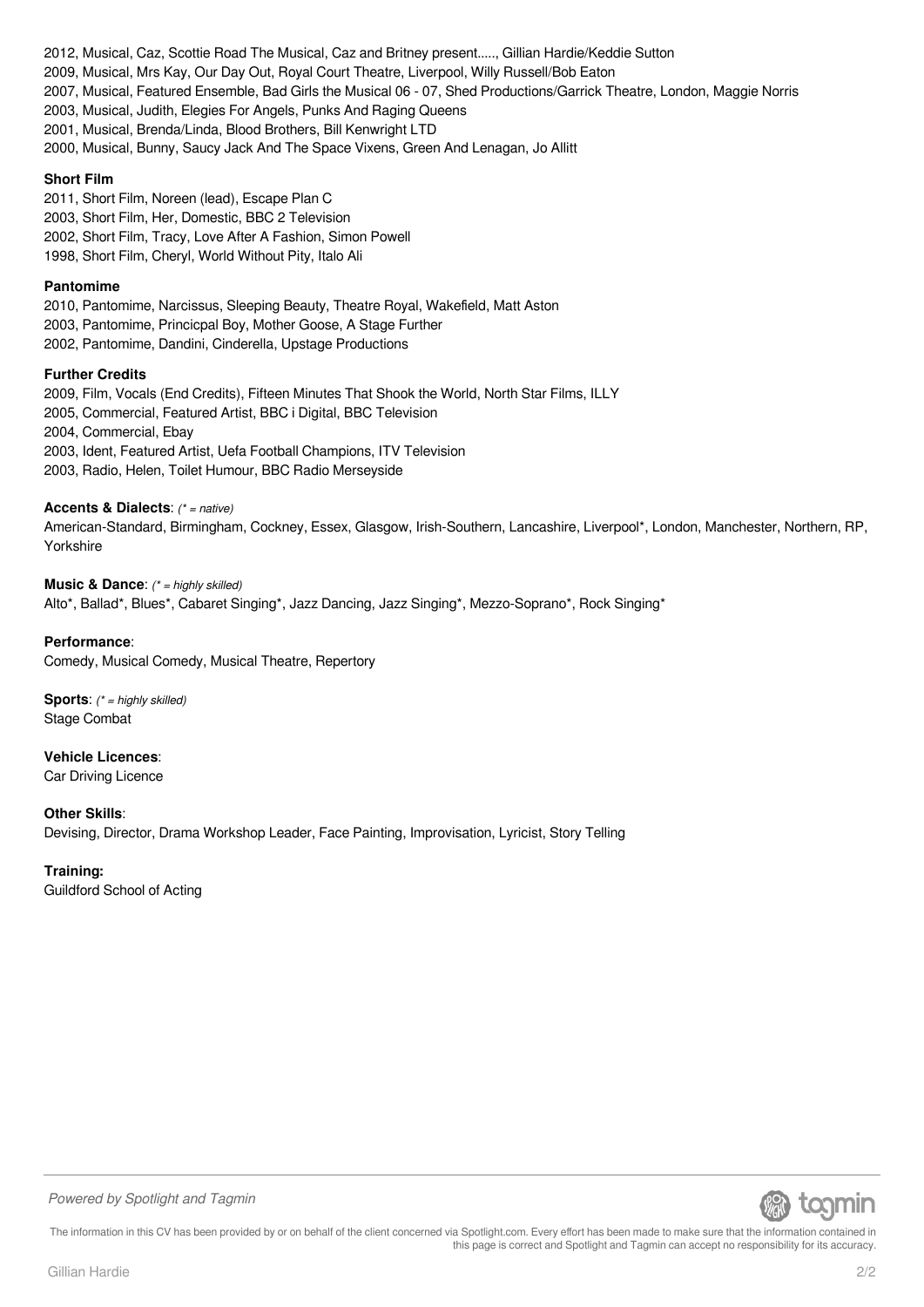2012, Musical, Caz, Scottie Road The Musical, Caz and Britney present....., Gillian Hardie/Keddie Sutton
2009, Musical, Mrs Kay, Our Day Out, Royal Court Theatre, Liverpool, Willy Russell/Bob Eaton
2007, Musical, Featured Ensemble, Bad Girls the Musical 06 - 07, Shed Productions/Garrick Theatre, London, Maggie Norris
2003, Musical, Judith, Elegies For Angels, Punks And Raging Queens
2001, Musical, Brenda/Linda, Blood Brothers, Bill Kenwright LTD
2000, Musical, Bunny, Saucy Jack And The Space Vixens, Green And Lenagan, Jo Allitt

**Short Film**

2011, Short Film, Noreen (lead), Escape Plan C
2003, Short Film, Her, Domestic, BBC 2 Television
2002, Short Film, Tracy, Love After A Fashion, Simon Powell
1998, Short Film, Cheryl, World Without Pity, Italo Ali

**Pantomime**

2010, Pantomime, Narcissus, Sleeping Beauty, Theatre Royal, Wakefield, Matt Aston
2003, Pantomime, Princicpal Boy, Mother Goose, A Stage Further
2002, Pantomime, Dandini, Cinderella, Upstage Productions

**Further Credits**

2009, Film, Vocals (End Credits), Fifteen Minutes That Shook the World, North Star Films, ILLY
2005, Commercial, Featured Artist, BBC i Digital, BBC Television
2004, Commercial, Ebay
2003, Ident, Featured Artist, Uefa Football Champions, ITV Television
2003, Radio, Helen, Toilet Humour, BBC Radio Merseyside

**Accents & Dialects**: *(* = native)*
American-Standard, Birmingham, Cockney, Essex, Glasgow, Irish-Southern, Lancashire, Liverpool*, London, Manchester, Northern, RP, Yorkshire

**Music & Dance**: *(* = highly skilled)*
Alto*, Ballad*, Blues*, Cabaret Singing*, Jazz Dancing, Jazz Singing*, Mezzo-Soprano*, Rock Singing*

**Performance**:
Comedy, Musical Comedy, Musical Theatre, Repertory

**Sports**: *(* = highly skilled)*
Stage Combat

**Vehicle Licences**:
Car Driving Licence

**Other Skills**:
Devising, Director, Drama Workshop Leader, Face Painting, Improvisation, Lyricist, Story Telling

**Training:**
Guildford School of Acting

*Powered by Spotlight and Tagmin*

The information in this CV has been provided by or on behalf of the client concerned via Spotlight.com. Every effort has been made to make sure that the information contained in this page is correct and Spotlight and Tagmin can accept no responsibility for its accuracy.